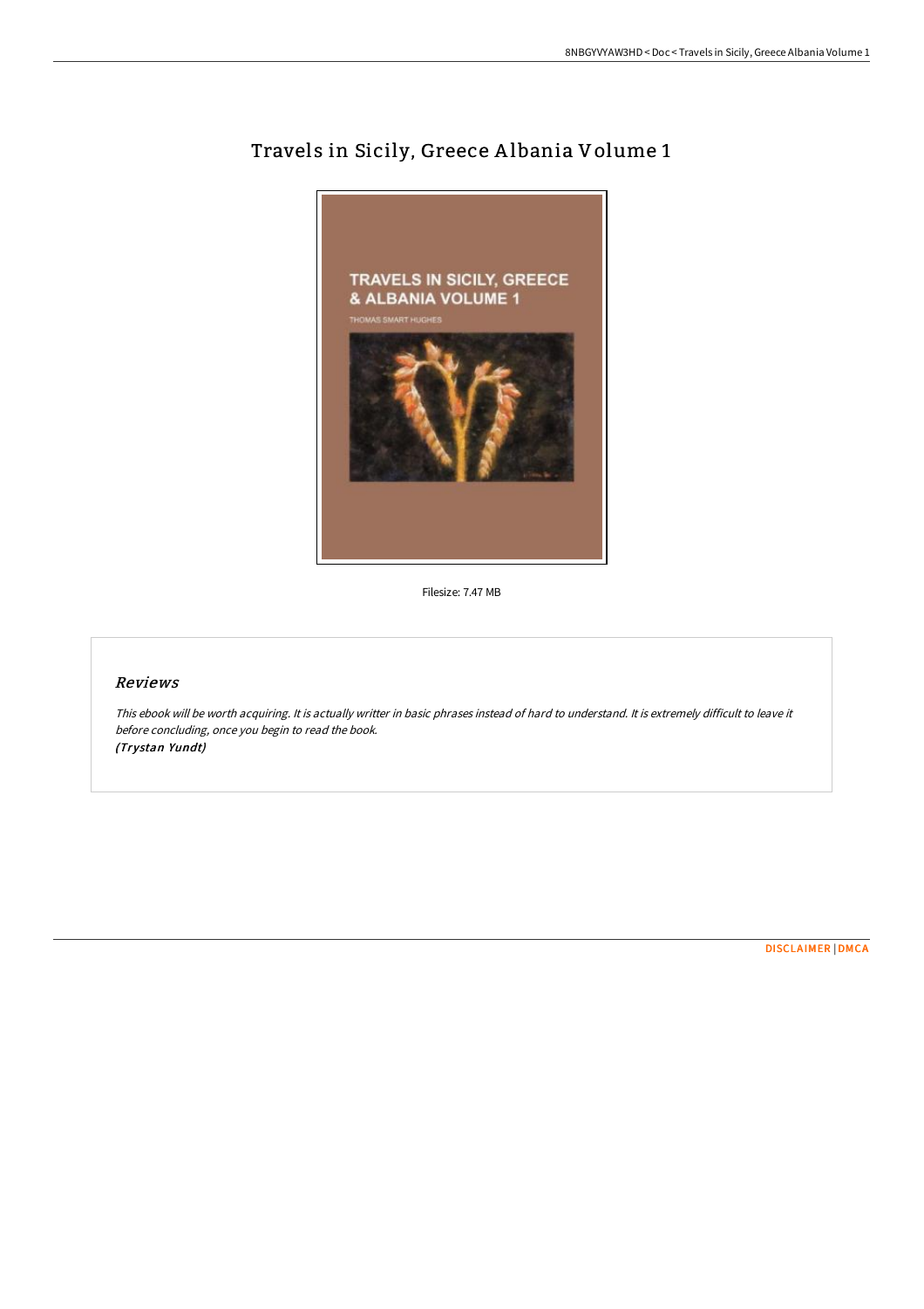# Travels in Sicily, Greece Albania Volume 1

Filesize: 7.47 MB

## *Reviews*

*This ebook will be worth acquiring. It is actually writter in basic phrases instead of hard to understand. It is extremely difficult to leave it before concluding, once you begin to read the book.*
*(Trystan Yundt)*

DISCLAIMER | DMCA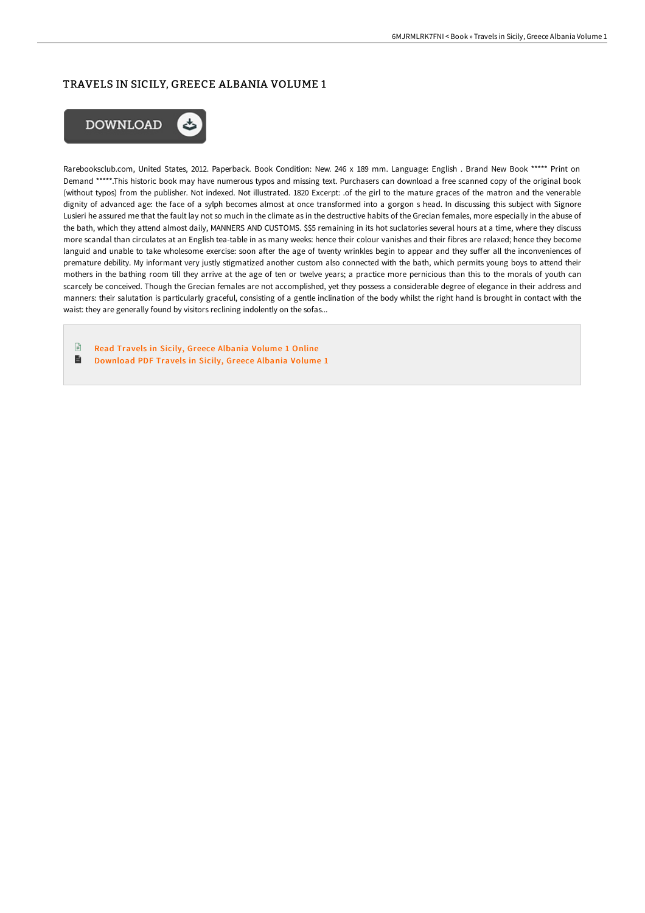# TRAVELS IN SICILY, GREECE ALBANIA VOLUME 1

DOWNLOAD

Rarebooksclub.com, United States, 2012. Paperback. Book Condition: New. 246 x 189 mm. Language: English . Brand New Book ***** Print on Demand *****.This historic book may have numerous typos and missing text. Purchasers can download a free scanned copy of the original book (without typos) from the publisher. Not indexed. Not illustrated. 1820 Excerpt: .of the girl to the mature graces of the matron and the venerable dignity of advanced age: the face of a sylph becomes almost at once transformed into a gorgon s head. In discussing this subject with Signore Lusieri he assured me that the fault lay not so much in the climate as in the destructive habits of the Grecian females, more especially in the abuse of the bath, which they attend almost daily, MANNERS AND CUSTOMS. $$5 remaining in its hot suclatories several hours at a time, where they discuss more scandal than circulates at an English tea-table in as many weeks: hence their colour vanishes and their fibres are relaxed; hence they become languid and unable to take wholesome exercise: soon after the age of twenty wrinkles begin to appear and they suffer all the inconveniences of premature debility. My informant very justly stigmatized another custom also connected with the bath, which permits young boys to attend their mothers in the bathing room till they arrive at the age of ten or twelve years; a practice more pernicious than this to the morals of youth can scarcely be conceived. Though the Grecian females are not accomplished, yet they possess a considerable degree of elegance in their address and manners: their salutation is particularly graceful, consisting of a gentle inclination of the body whilst the right hand is brought in contact with the waist: they are generally found by visitors reclining indolently on the sofas...

- Read Travels in Sicily, Greece Albania Volume 1 Online
- Download PDF Travels in Sicily, Greece Albania Volume 1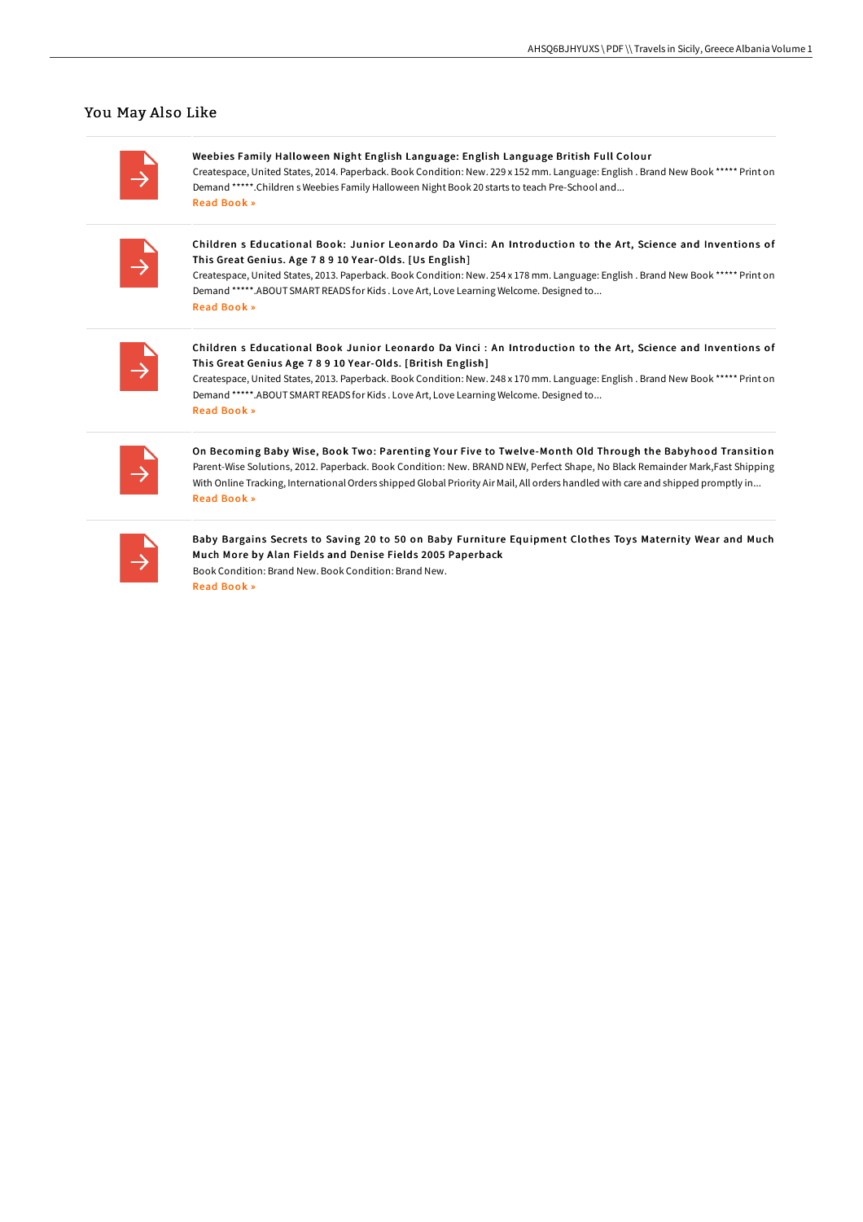## You May Also Like

**Weebies Family Halloween Night English Language: English Language British Full Colour**
Createspace, United States, 2014. Paperback. Book Condition: New. 229 x 152 mm. Language: English . Brand New Book ***** Print on Demand *****.Children s Weebies Family Halloween Night Book 20 starts to teach Pre-School and...
Read Book »

**Children s Educational Book: Junior Leonardo Da Vinci: An Introduction to the Art, Science and Inventions of This Great Genius. Age 7 8 9 10 Year-Olds. [Us English]**
Createspace, United States, 2013. Paperback. Book Condition: New. 254 x 178 mm. Language: English . Brand New Book ***** Print on Demand *****.ABOUT SMART READS for Kids . Love Art, Love Learning Welcome. Designed to...
Read Book »

**Children s Educational Book Junior Leonardo Da Vinci : An Introduction to the Art, Science and Inventions of This Great Genius Age 7 8 9 10 Year-Olds. [British English]**
Createspace, United States, 2013. Paperback. Book Condition: New. 248 x 170 mm. Language: English . Brand New Book ***** Print on Demand *****.ABOUT SMART READS for Kids . Love Art, Love Learning Welcome. Designed to...
Read Book »

**On Becoming Baby Wise, Book Two: Parenting Your Five to Twelve-Month Old Through the Babyhood Transition**
Parent-Wise Solutions, 2012. Paperback. Book Condition: New. BRAND NEW, Perfect Shape, No Black Remainder Mark,Fast Shipping With Online Tracking, International Orders shipped Global Priority Air Mail, All orders handled with care and shipped promptly in...
Read Book »

**Baby Bargains Secrets to Saving 20 to 50 on Baby Furniture Equipment Clothes Toys Maternity Wear and Much Much More by Alan Fields and Denise Fields 2005 Paperback**
Book Condition: Brand New. Book Condition: Brand New.
Read Book »